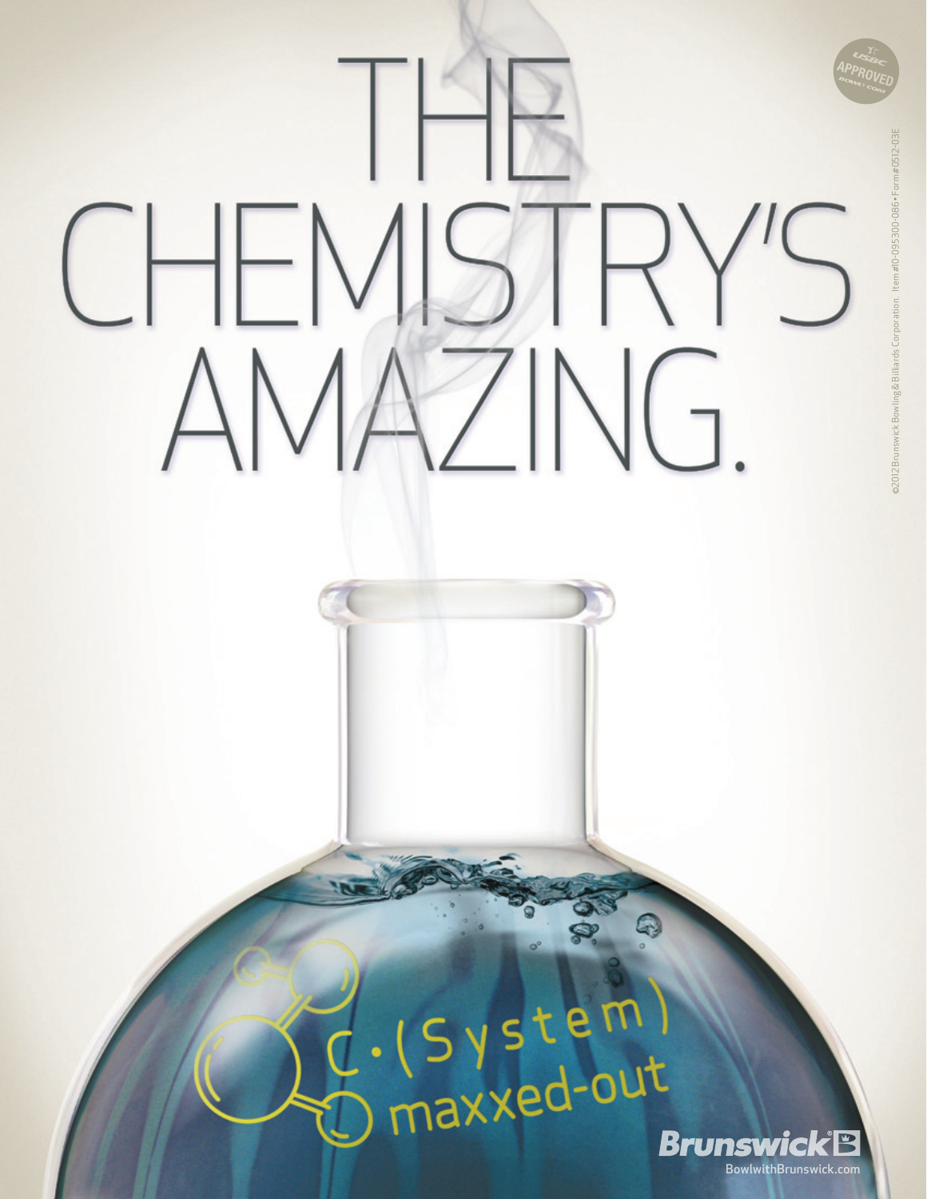# THE CHEMISTRY'S AMAZING.

C•(System) maxxed-out

USBC APPROVED BOWL.COM

©2012 Brunswick Bowling & Billiards Corporation. Item #0-095300-086 • Form #0512-03E

Brunswick

BowlwithBrunswick.com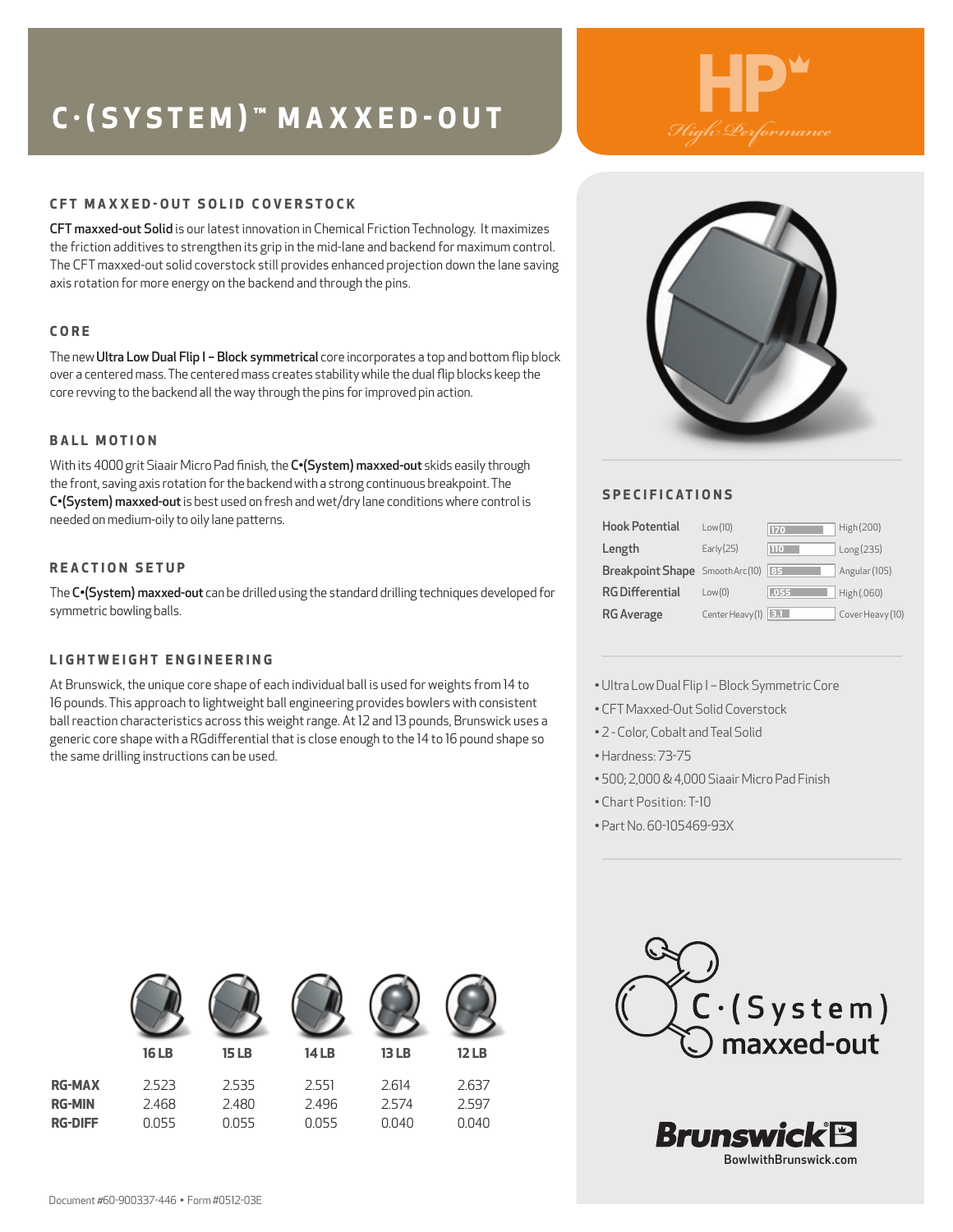# C•(SYSTEM)™ MAXXED-OUT

HP High Performance

### CFT MAXXED-OUT SOLID COVERSTOCK

**CFT maxxed-out Solid** is our latest innovation in Chemical Friction Technology. It maximizes the friction additives to strengthen its grip in the mid-lane and backend for maximum control. The CFT maxxed-out solid coverstock still provides enhanced projection down the lane saving axis rotation for more energy on the backend and through the pins.

### CORE

The new **Ultra Low Dual Flip I – Block symmetrical** core incorporates a top and bottom flip block over a centered mass. The centered mass creates stability while the dual flip blocks keep the core revving to the backend all the way through the pins for improved pin action.

### BALL MOTION

With its 4000 grit Siaair Micro Pad finish, the **C•(System) maxxed-out** skids easily through the front, saving axis rotation for the backend with a strong continuous breakpoint. The **C•(System) maxxed-out** is best used on fresh and wet/dry lane conditions where control is needed on medium-oily to oily lane patterns.

### REACTION SETUP

The **C•(System) maxxed-out** can be drilled using the standard drilling techniques developed for symmetric bowling balls.

### LIGHTWEIGHT ENGINEERING

At Brunswick, the unique core shape of each individual ball is used for weights from 14 to 16 pounds. This approach to lightweight ball engineering provides bowlers with consistent ball reaction characteristics across this weight range. At 12 and 13 pounds, Brunswick uses a generic core shape with a RGdifferential that is close enough to the 14 to 16 pound shape so the same drilling instructions can be used.

| | 16 LB | 15 LB | 14 LB | 13 LB | 12 LB |
|---|---|---|---|---|---|
| **RG-MAX** | 2.523 | 2.535 | 2.551 | 2.614 | 2.637 |
| **RG-MIN** | 2.468 | 2.480 | 2.496 | 2.574 | 2.597 |
| **RG-DIFF** | 0.055 | 0.055 | 0.055 | 0.040 | 0.040 |

### SPECIFICATIONS

Hook Potential: Low (10), 170, High (200)
Length: Early (25), 110, Long (235)
Breakpoint Shape: Smooth Arc (10), 85, Angular (105)
RG Differential: Low (0), .055, High (.060)
RG Average: Center Heavy (1), 3.1, Cover Heavy (10)

- Ultra Low Dual Flip I – Block Symmetric Core
- CFT Maxxed-Out Solid Coverstock
- 2 - Color, Cobalt and Teal Solid
- Hardness: 73-75
- 500; 2,000 & 4,000 Siaair Micro Pad Finish
- Chart Position: T-10
- Part No. 60-105469-93X

C•(System) maxxed-out

Brunswick
BowlwithBrunswick.com

Document #60-900337-446 • Form #0512-03E